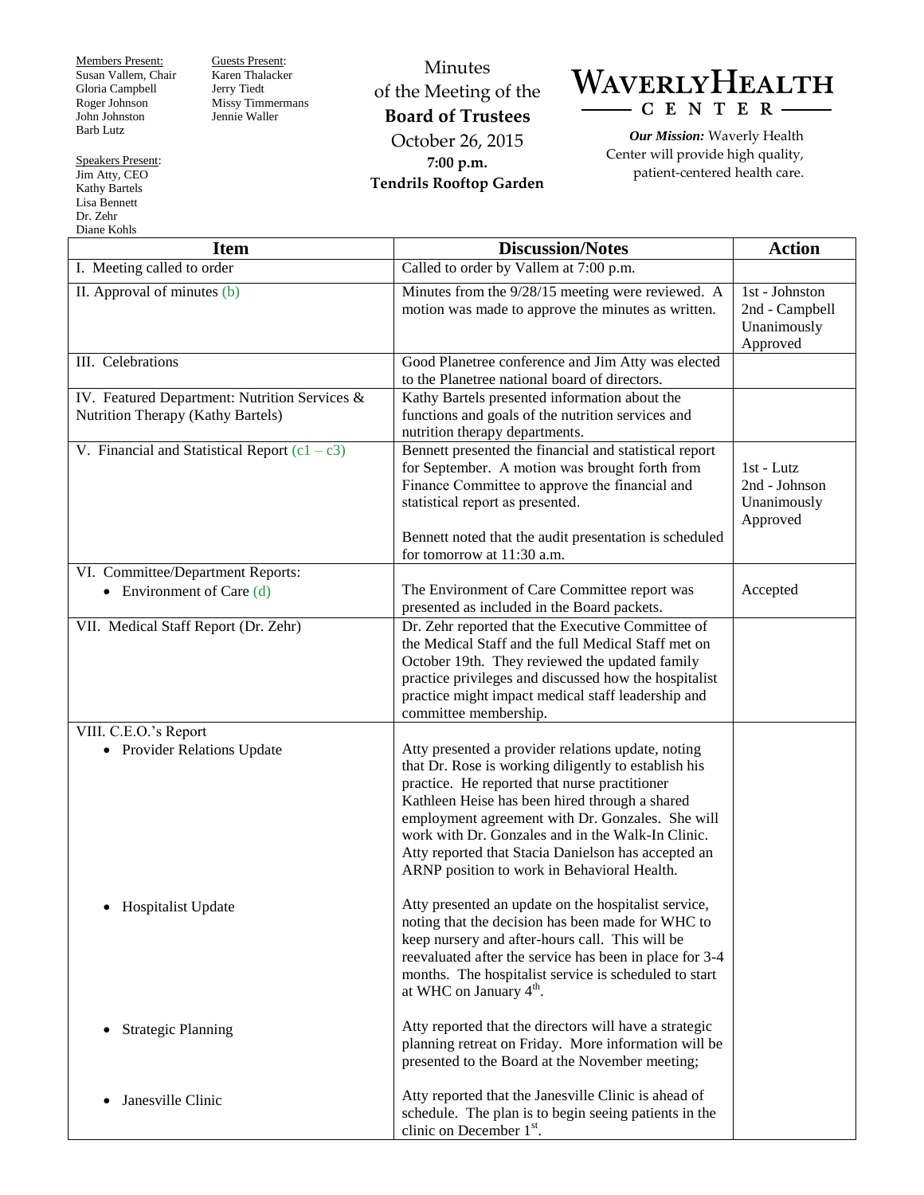Members Present:
Susan Vallem, Chair
Gloria Campbell
Roger Johnson
John Johnston
Barb Lutz

Guests Present:
Karen Thalacker
Jerry Tiedt
Missy Timmermans
Jennie Waller

Speakers Present:
Jim Atty, CEO
Kathy Bartels
Lisa Bennett
Dr. Zehr
Diane Kohls

Minutes
of the Meeting of the
**Board of Trustees**
October 26, 2015
**7:00 p.m.**
**Tendrils Rooftop Garden**

# WAVERLY HEALTH CENTER

***Our Mission:*** Waverly Health Center will provide high quality, patient-centered health care.

| Item | Discussion/Notes | Action |
|---|---|---|
| I. Meeting called to order | Called to order by Vallem at 7:00 p.m. | |
| II. Approval of minutes (b) | Minutes from the 9/28/15 meeting were reviewed. A motion was made to approve the minutes as written. | 1st - Johnston<br>2nd - Campbell<br>Unanimously Approved |
| III. Celebrations | Good Planetree conference and Jim Atty was elected to the Planetree national board of directors. | |
| IV. Featured Department: Nutrition Services & Nutrition Therapy (Kathy Bartels) | Kathy Bartels presented information about the functions and goals of the nutrition services and nutrition therapy departments. | |
| V. Financial and Statistical Report (c1 – c3) | Bennett presented the financial and statistical report for September. A motion was brought forth from Finance Committee to approve the financial and statistical report as presented.<br><br>Bennett noted that the audit presentation is scheduled for tomorrow at 11:30 a.m. | 1st - Lutz<br>2nd - Johnson<br>Unanimously Approved |
| VI. Committee/Department Reports:<br>• Environment of Care (d) | The Environment of Care Committee report was presented as included in the Board packets. | Accepted |
| VII. Medical Staff Report (Dr. Zehr) | Dr. Zehr reported that the Executive Committee of the Medical Staff and the full Medical Staff met on October 19th. They reviewed the updated family practice privileges and discussed how the hospitalist practice might impact medical staff leadership and committee membership. | |
| VIII. C.E.O.'s Report<br>• Provider Relations Update | Atty presented a provider relations update, noting that Dr. Rose is working diligently to establish his practice. He reported that nurse practitioner Kathleen Heise has been hired through a shared employment agreement with Dr. Gonzales. She will work with Dr. Gonzales and in the Walk-In Clinic. Atty reported that Stacia Danielson has accepted an ARNP position to work in Behavioral Health. | |
| • Hospitalist Update | Atty presented an update on the hospitalist service, noting that the decision has been made for WHC to keep nursery and after-hours call. This will be reevaluated after the service has been in place for 3-4 months. The hospitalist service is scheduled to start at WHC on January 4th. | |
| • Strategic Planning | Atty reported that the directors will have a strategic planning retreat on Friday. More information will be presented to the Board at the November meeting; | |
| • Janesville Clinic | Atty reported that the Janesville Clinic is ahead of schedule. The plan is to begin seeing patients in the clinic on December 1st. | |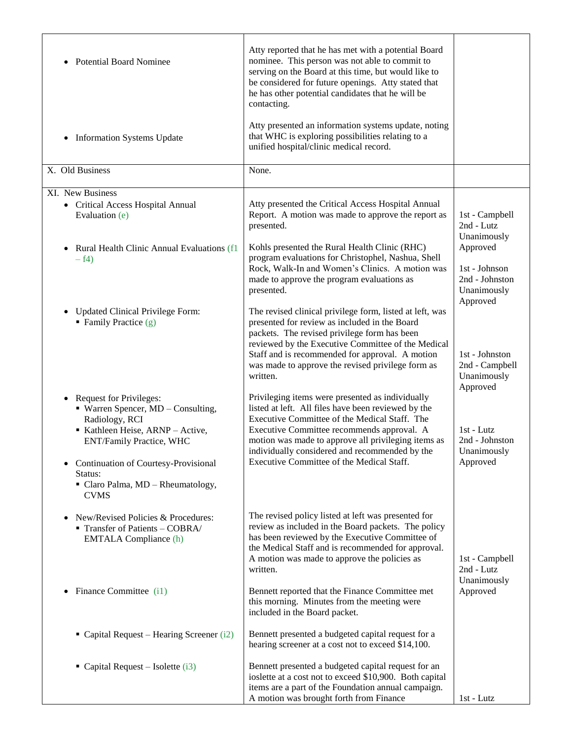| | | |
|---|---|---|
| • Potential Board Nominee<br><br>• Information Systems Update | Atty reported that he has met with a potential Board nominee. This person was not able to commit to serving on the Board at this time, but would like to be considered for future openings. Atty stated that he has other potential candidates that he will be contacting.<br><br>Atty presented an information systems update, noting that WHC is exploring possibilities relating to a unified hospital/clinic medical record. | |
| X. Old Business | None. | |
| XI. New Business<br>• Critical Access Hospital Annual Evaluation (e) | Atty presented the Critical Access Hospital Annual Report. A motion was made to approve the report as presented. | 1st - Campbell<br>2nd - Lutz<br>Unanimously Approved |
| • Rural Health Clinic Annual Evaluations (f1 – f4) | Kohls presented the Rural Health Clinic (RHC) program evaluations for Christophel, Nashua, Shell Rock, Walk-In and Women's Clinics. A motion was made to approve the program evaluations as presented. | 1st - Johnson<br>2nd - Johnston<br>Unanimously Approved |
| • Updated Clinical Privilege Form:<br>▪ Family Practice (g) | The revised clinical privilege form, listed at left, was presented for review as included in the Board packets. The revised privilege form has been reviewed by the Executive Committee of the Medical Staff and is recommended for approval. A motion was made to approve the revised privilege form as written. | 1st - Johnston<br>2nd - Campbell<br>Unanimously Approved |
| • Request for Privileges:<br>▪ Warren Spencer, MD – Consulting, Radiology, RCI<br>▪ Kathleen Heise, ARNP – Active, ENT/Family Practice, WHC<br><br>• Continuation of Courtesy-Provisional Status:<br>▪ Claro Palma, MD – Rheumatology, CVMS | Privileging items were presented as individually listed at left. All files have been reviewed by the Executive Committee of the Medical Staff. The Executive Committee recommends approval. A motion was made to approve all privileging items as individually considered and recommended by the Executive Committee of the Medical Staff. | 1st - Lutz<br>2nd - Johnston<br>Unanimously Approved |
| • New/Revised Policies & Procedures:<br>▪ Transfer of Patients – COBRA/ EMTALA Compliance (h) | The revised policy listed at left was presented for review as included in the Board packets. The policy has been reviewed by the Executive Committee of the Medical Staff and is recommended for approval. A motion was made to approve the policies as written. | 1st - Campbell<br>2nd - Lutz<br>Unanimously Approved |
| • Finance Committee (i1) | Bennett reported that the Finance Committee met this morning. Minutes from the meeting were included in the Board packet. | |
| ▪ Capital Request – Hearing Screener (i2) | Bennett presented a budgeted capital request for a hearing screener at a cost not to exceed $14,100. | |
| ▪ Capital Request – Isolette (i3) | Bennett presented a budgeted capital request for an ioslette at a cost not to exceed $10,900. Both capital items are a part of the Foundation annual campaign. A motion was brought forth from Finance | 1st - Lutz |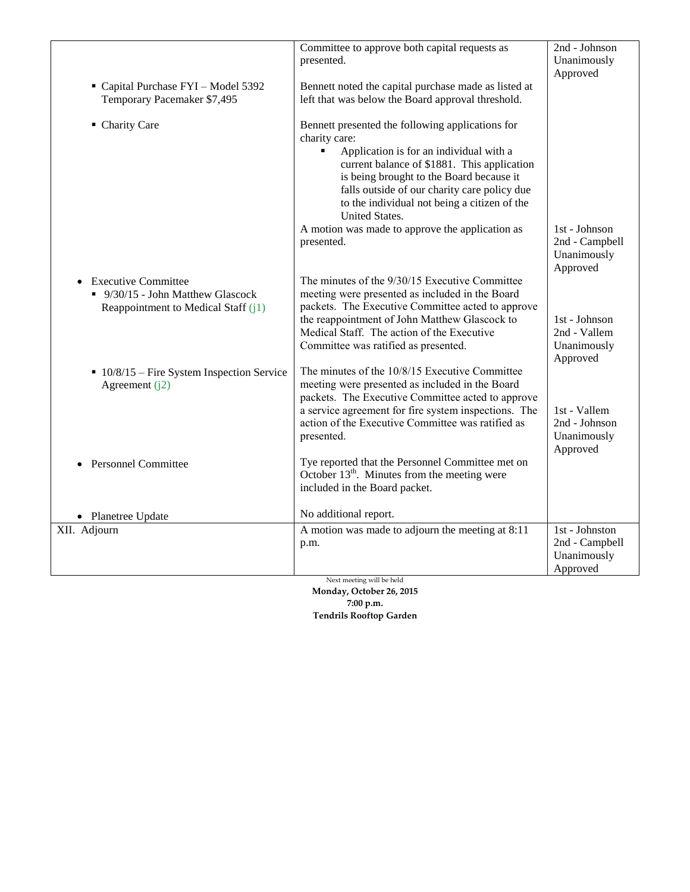| | | |
|---|---|---|
| | Committee to approve both capital requests as presented. | 2nd - Johnson<br>Unanimously Approved |
| ▪ Capital Purchase FYI – Model 5392 Temporary Pacemaker $7,495 | Bennett noted the capital purchase made as listed at left that was below the Board approval threshold. | |
| ▪ Charity Care | Bennett presented the following applications for charity care:<br>▪ Application is for an individual with a current balance of $1881. This application is being brought to the Board because it falls outside of our charity care policy due to the individual not being a citizen of the United States.<br>A motion was made to approve the application as presented. | 1st - Johnson<br>2nd - Campbell<br>Unanimously Approved |
| • Executive Committee<br>▪ 9/30/15 - John Matthew Glascock Reappointment to Medical Staff (j1) | The minutes of the 9/30/15 Executive Committee meeting were presented as included in the Board packets. The Executive Committee acted to approve the reappointment of John Matthew Glascock to Medical Staff. The action of the Executive Committee was ratified as presented. | 1st - Johnson<br>2nd - Vallem<br>Unanimously Approved |
| ▪ 10/8/15 – Fire System Inspection Service Agreement (j2) | The minutes of the 10/8/15 Executive Committee meeting were presented as included in the Board packets. The Executive Committee acted to approve a service agreement for fire system inspections. The action of the Executive Committee was ratified as presented. | 1st - Vallem<br>2nd - Johnson<br>Unanimously Approved |
| • Personnel Committee | Tye reported that the Personnel Committee met on October 13th. Minutes from the meeting were included in the Board packet. | |
| • Planetree Update | No additional report. | |
| XII. Adjourn | A motion was made to adjourn the meeting at 8:11 p.m. | 1st - Johnston<br>2nd - Campbell<br>Unanimously Approved |

Next meeting will be held

**Monday, October 26, 2015**

**7:00 p.m.**

**Tendrils Rooftop Garden**